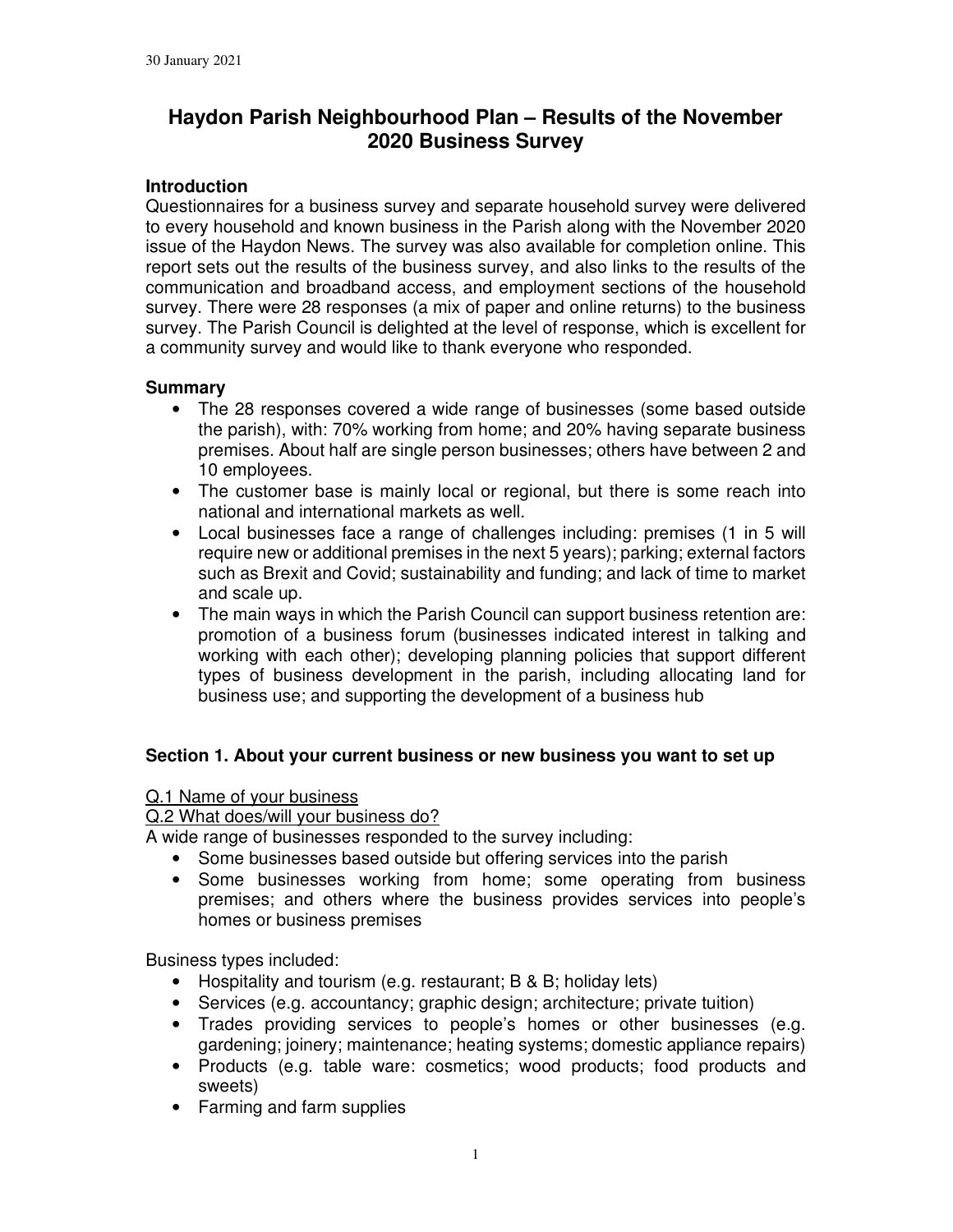30 January 2021

# Haydon Parish Neighbourhood Plan – Results of the November 2020 Business Survey

## Introduction

Questionnaires for a business survey and separate household survey were delivered to every household and known business in the Parish along with the November 2020 issue of the Haydon News. The survey was also available for completion online. This report sets out the results of the business survey, and also links to the results of the communication and broadband access, and employment sections of the household survey. There were 28 responses (a mix of paper and online returns) to the business survey. The Parish Council is delighted at the level of response, which is excellent for a community survey and would like to thank everyone who responded.

## Summary

- The 28 responses covered a wide range of businesses (some based outside the parish), with: 70% working from home; and 20% having separate business premises. About half are single person businesses; others have between 2 and 10 employees.
- The customer base is mainly local or regional, but there is some reach into national and international markets as well.
- Local businesses face a range of challenges including: premises (1 in 5 will require new or additional premises in the next 5 years); parking; external factors such as Brexit and Covid; sustainability and funding; and lack of time to market and scale up.
- The main ways in which the Parish Council can support business retention are: promotion of a business forum (businesses indicated interest in talking and working with each other); developing planning policies that support different types of business development in the parish, including allocating land for business use; and supporting the development of a business hub

## Section 1. About your current business or new business you want to set up

Q.1 Name of your business

Q.2 What does/will your business do?

A wide range of businesses responded to the survey including:

- Some businesses based outside but offering services into the parish
- Some businesses working from home; some operating from business premises; and others where the business provides services into people's homes or business premises

Business types included:

- Hospitality and tourism (e.g. restaurant; B & B; holiday lets)
- Services (e.g. accountancy; graphic design; architecture; private tuition)
- Trades providing services to people's homes or other businesses (e.g. gardening; joinery; maintenance; heating systems; domestic appliance repairs)
- Products (e.g. table ware: cosmetics; wood products; food products and sweets)
- Farming and farm supplies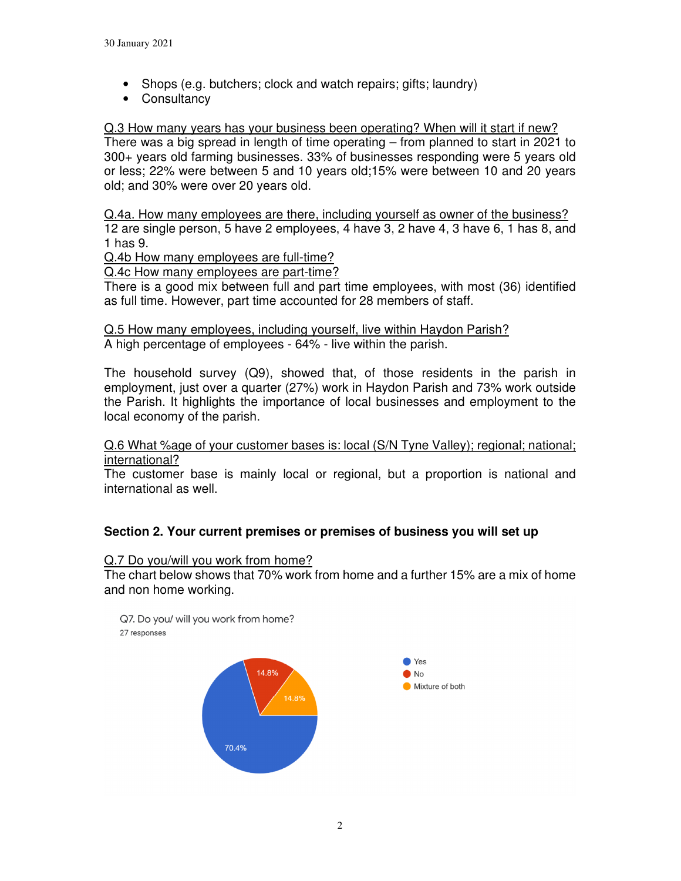- Shops (e.g. butchers; clock and watch repairs; gifts; laundry)
- Consultancy

Q.3 How many years has your business been operating? When will it start if new?
There was a big spread in length of time operating – from planned to start in 2021 to 300+ years old farming businesses. 33% of businesses responding were 5 years old or less; 22% were between 5 and 10 years old;15% were between 10 and 20 years old; and 30% were over 20 years old.

Q.4a. How many employees are there, including yourself as owner of the business?
12 are single person, 5 have 2 employees, 4 have 3, 2 have 4, 3 have 6, 1 has 8, and 1 has 9.
Q.4b How many employees are full-time?
Q.4c How many employees are part-time?
There is a good mix between full and part time employees, with most (36) identified as full time. However, part time accounted for 28 members of staff.

Q.5 How many employees, including yourself, live within Haydon Parish?
A high percentage of employees - 64% - live within the parish.

The household survey (Q9), showed that, of those residents in the parish in employment, just over a quarter (27%) work in Haydon Parish and 73% work outside the Parish. It highlights the importance of local businesses and employment to the local economy of the parish.

Q.6 What %age of your customer bases is: local (S/N Tyne Valley); regional; national; international?
The customer base is mainly local or regional, but a proportion is national and international as well.

## Section 2. Your current premises or premises of business you will set up

Q.7 Do you/will you work from home?
The chart below shows that 70% work from home and a further 15% are a mix of home and non home working.

Q7. Do you/ will you work from home?
27 responses

- Yes: 70.4%
- No: 14.8%
- Mixture of both: 14.8%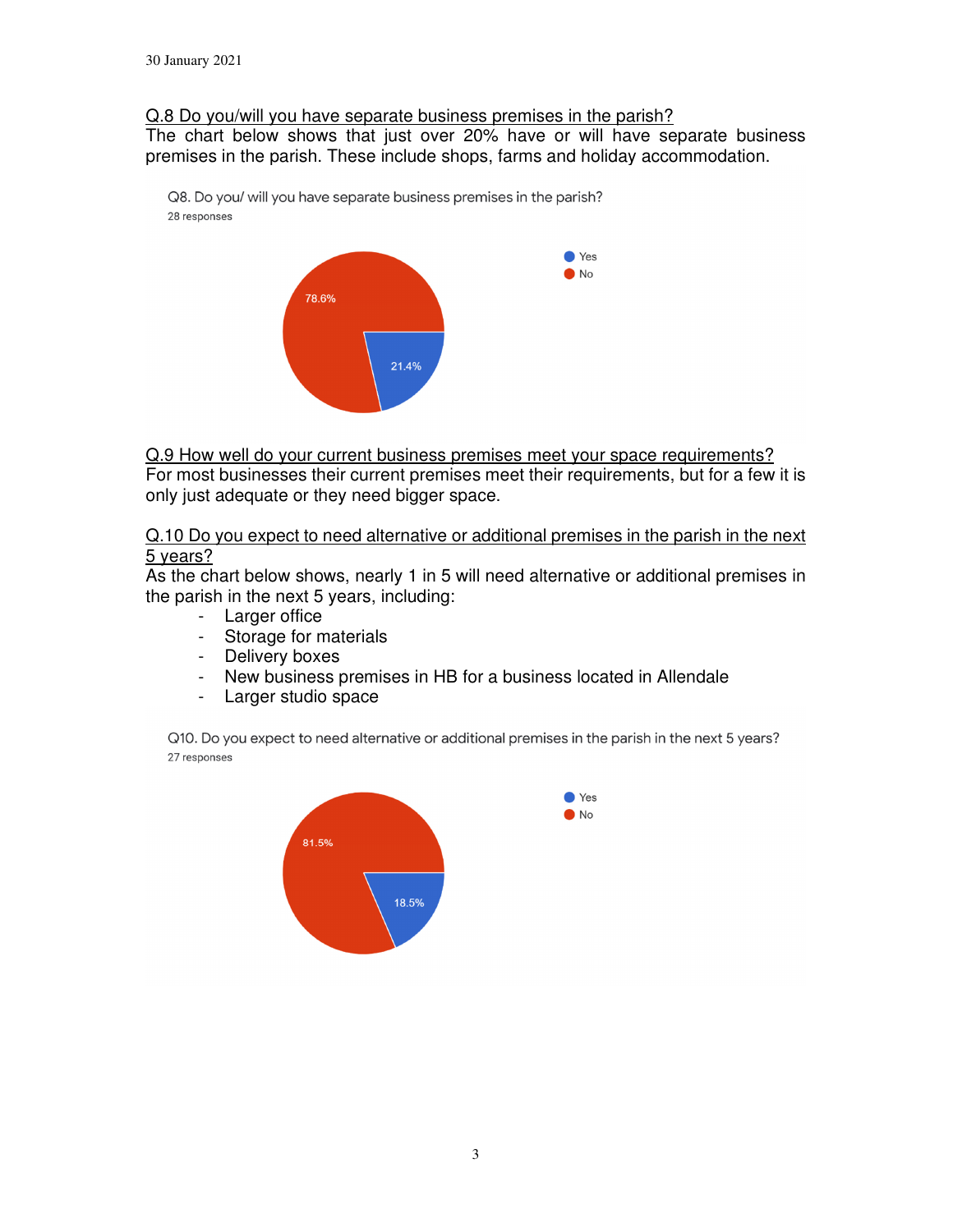30 January 2021

Q.8 Do you/will you have separate business premises in the parish?

The chart below shows that just over 20% have or will have separate business premises in the parish. These include shops, farms and holiday accommodation.

Q8. Do you/ will you have separate business premises in the parish?
28 responses

- Yes: 21.4%
- No: 78.6%

Q.9 How well do your current business premises meet your space requirements?

For most businesses their current premises meet their requirements, but for a few it is only just adequate or they need bigger space.

Q.10 Do you expect to need alternative or additional premises in the parish in the next 5 years?

As the chart below shows, nearly 1 in 5 will need alternative or additional premises in the parish in the next 5 years, including:

- Larger office
- Storage for materials
- Delivery boxes
- New business premises in HB for a business located in Allendale
- Larger studio space

Q10. Do you expect to need alternative or additional premises in the parish in the next 5 years?
27 responses

- Yes: 18.5%
- No: 81.5%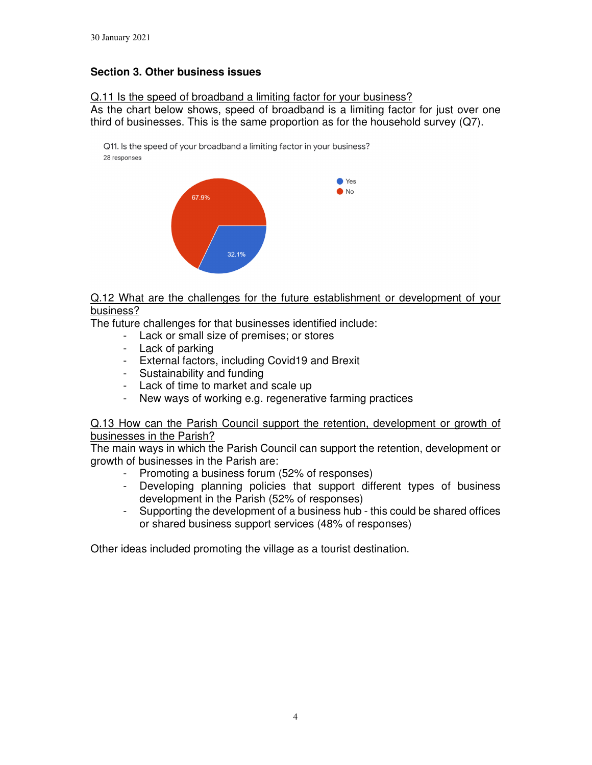## Section 3. Other business issues

Q.11 Is the speed of broadband a limiting factor for your business?

As the chart below shows, speed of broadband is a limiting factor for just over one third of businesses. This is the same proportion as for the household survey (Q7).

Q11. Is the speed of your broadband a limiting factor in your business?
28 responses

- Yes: 32.1%
- No: 67.9%

Q.12 What are the challenges for the future establishment or development of your business?

The future challenges for that businesses identified include:

- Lack or small size of premises; or stores
- Lack of parking
- External factors, including Covid19 and Brexit
- Sustainability and funding
- Lack of time to market and scale up
- New ways of working e.g. regenerative farming practices

Q.13 How can the Parish Council support the retention, development or growth of businesses in the Parish?

The main ways in which the Parish Council can support the retention, development or growth of businesses in the Parish are:

- Promoting a business forum (52% of responses)
- Developing planning policies that support different types of business development in the Parish (52% of responses)
- Supporting the development of a business hub - this could be shared offices or shared business support services (48% of responses)

Other ideas included promoting the village as a tourist destination.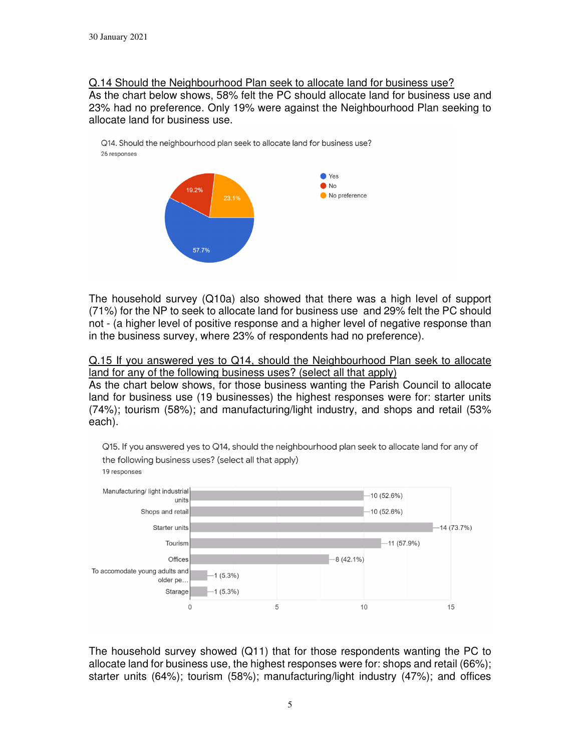30 January 2021

Q.14 Should the Neighbourhood Plan seek to allocate land for business use?

As the chart below shows, 58% felt the PC should allocate land for business use and 23% had no preference. Only 19% were against the Neighbourhood Plan seeking to allocate land for business use.

Q14. Should the neighbourhood plan seek to allocate land for business use?
26 responses

| Response | Percentage |
|---|---|
| Yes | 57.7% |
| No | 19.2% |
| No preference | 23.1% |

The household survey (Q10a) also showed that there was a high level of support (71%) for the NP to seek to allocate land for business use and 29% felt the PC should not - (a higher level of positive response and a higher level of negative response than in the business survey, where 23% of respondents had no preference).

Q.15 If you answered yes to Q14, should the Neighbourhood Plan seek to allocate land for any of the following business uses? (select all that apply)

As the chart below shows, for those business wanting the Parish Council to allocate land for business use (19 businesses) the highest responses were for: starter units (74%); tourism (58%); and manufacturing/light industry, and shops and retail (53% each).

Q15. If you answered yes to Q14, should the neighbourhood plan seek to allocate land for any of the following business uses? (select all that apply)
19 responses

| Business use | Responses |
|---|---|
| Manufacturing/ light industrial units | 10 (52.6%) |
| Shops and retail | 10 (52.6%) |
| Starter units | 14 (73.7%) |
| Tourism | 11 (57.9%) |
| Offices | 8 (42.1%) |
| To accomodate young adults and older pe… | 1 (5.3%) |
| Starage | 1 (5.3%) |

The household survey showed (Q11) that for those respondents wanting the PC to allocate land for business use, the highest responses were for: shops and retail (66%); starter units (64%); tourism (58%); manufacturing/light industry (47%); and offices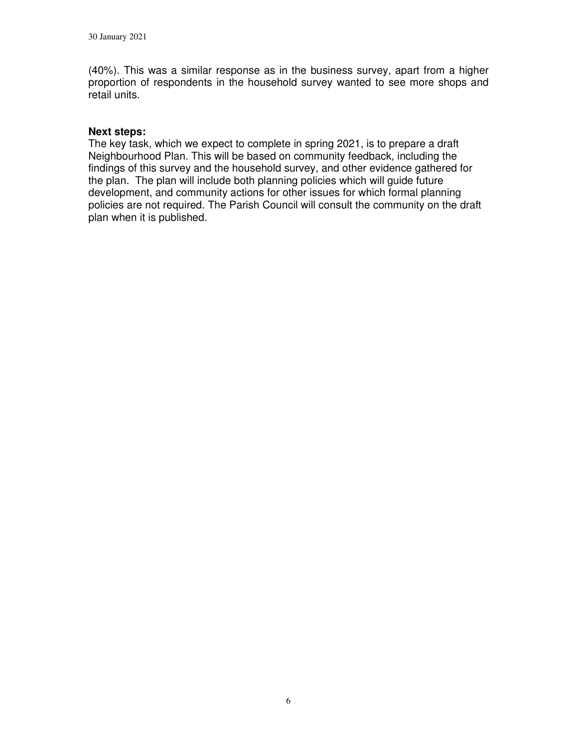(40%). This was a similar response as in the business survey, apart from a higher proportion of respondents in the household survey wanted to see more shops and retail units.

**Next steps:**

The key task, which we expect to complete in spring 2021, is to prepare a draft Neighbourhood Plan. This will be based on community feedback, including the findings of this survey and the household survey, and other evidence gathered for the plan. The plan will include both planning policies which will guide future development, and community actions for other issues for which formal planning policies are not required. The Parish Council will consult the community on the draft plan when it is published.